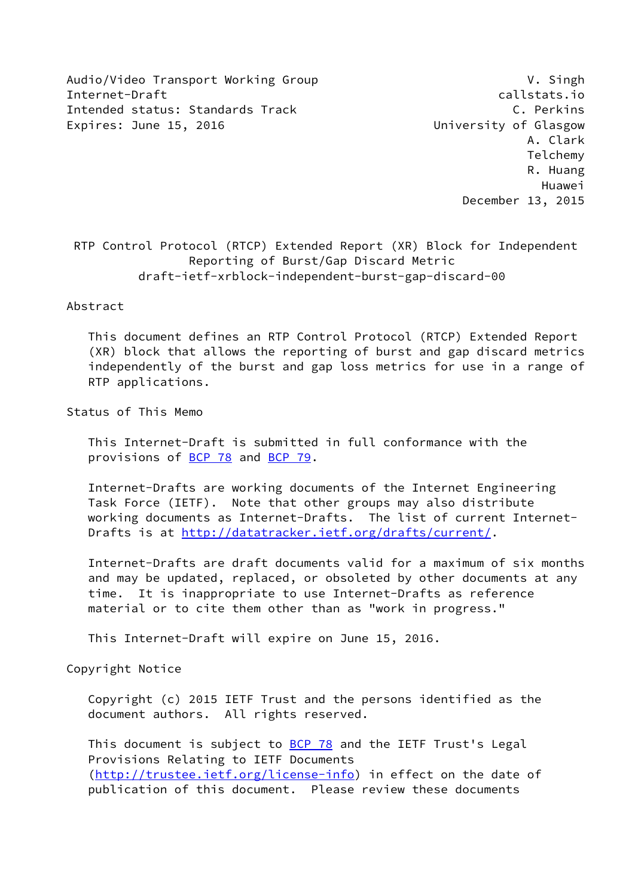Audio/Video Transport Working Group V. Singh
Internet-Draft callstats.io
Intended status: Standards Track C. Perkins
Expires: June 15, 2016 University of Glasgow
A. Clark
Telchemy
R. Huang
Huawei
December 13, 2015

# RTP Control Protocol (RTCP) Extended Report (XR) Block for Independent Reporting of Burst/Gap Discard Metric

draft-ietf-xrblock-independent-burst-gap-discard-00

## Abstract

This document defines an RTP Control Protocol (RTCP) Extended Report (XR) block that allows the reporting of burst and gap discard metrics independently of the burst and gap loss metrics for use in a range of RTP applications.

## Status of This Memo

This Internet-Draft is submitted in full conformance with the provisions of BCP 78 and BCP 79.

Internet-Drafts are working documents of the Internet Engineering Task Force (IETF). Note that other groups may also distribute working documents as Internet-Drafts. The list of current Internet-Drafts is at http://datatracker.ietf.org/drafts/current/.

Internet-Drafts are draft documents valid for a maximum of six months and may be updated, replaced, or obsoleted by other documents at any time. It is inappropriate to use Internet-Drafts as reference material or to cite them other than as "work in progress."

This Internet-Draft will expire on June 15, 2016.

## Copyright Notice

Copyright (c) 2015 IETF Trust and the persons identified as the document authors. All rights reserved.

This document is subject to BCP 78 and the IETF Trust's Legal Provisions Relating to IETF Documents (http://trustee.ietf.org/license-info) in effect on the date of publication of this document. Please review these documents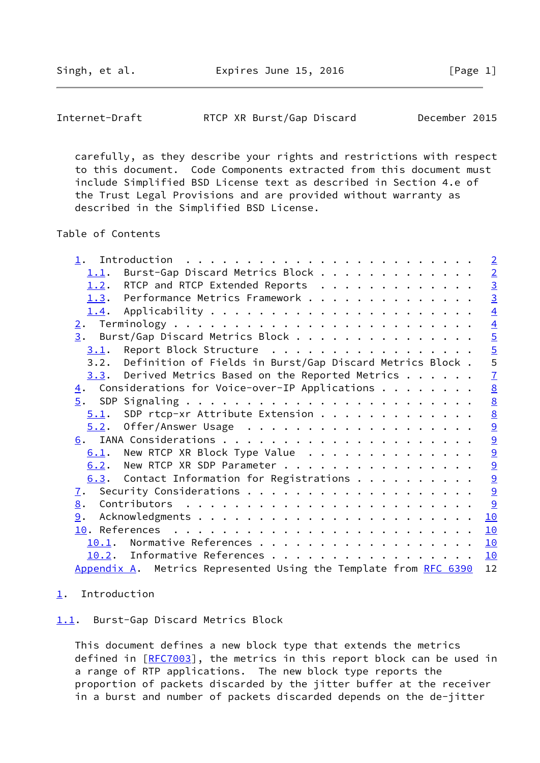carefully, as they describe your rights and restrictions with respect to this document. Code Components extracted from this document must include Simplified BSD License text as described in Section 4.e of the Trust Legal Provisions and are provided without warranty as described in the Simplified BSD License.

Table of Contents

```
   1.  Introduction  . . . . . . . . . . . . . . . . . . . . . . . .   2
     1.1.  Burst-Gap Discard Metrics Block . . . . . . . . . . . . .   2
     1.2.  RTCP and RTCP Extended Reports  . . . . . . . . . . . . .   3
     1.3.  Performance Metrics Framework . . . . . . . . . . . . . .   3
     1.4.  Applicability . . . . . . . . . . . . . . . . . . . . . .   4
   2.  Terminology . . . . . . . . . . . . . . . . . . . . . . . . .   4
   3.  Burst/Gap Discard Metrics Block . . . . . . . . . . . . . . .   5
     3.1.  Report Block Structure  . . . . . . . . . . . . . . . . .   5
     3.2.  Definition of Fields in Burst/Gap Discard Metrics Block .   5
     3.3.  Derived Metrics Based on the Reported Metrics . . . . . .   7
   4.  Considerations for Voice-over-IP Applications . . . . . . . .   8
   5.  SDP Signaling . . . . . . . . . . . . . . . . . . . . . . . .   8
     5.1.  SDP rtcp-xr Attribute Extension . . . . . . . . . . . . .   8
     5.2.  Offer/Answer Usage  . . . . . . . . . . . . . . . . . . .   9
   6.  IANA Considerations . . . . . . . . . . . . . . . . . . . . .   9
     6.1.  New RTCP XR Block Type Value  . . . . . . . . . . . . . .   9
     6.2.  New RTCP XR SDP Parameter . . . . . . . . . . . . . . . .   9
     6.3.  Contact Information for Registrations . . . . . . . . . .   9
   7.  Security Considerations . . . . . . . . . . . . . . . . . . .   9
   8.  Contributors  . . . . . . . . . . . . . . . . . . . . . . . .   9
   9.  Acknowledgments . . . . . . . . . . . . . . . . . . . . . . .  10
   10. References  . . . . . . . . . . . . . . . . . . . . . . . . .  10
     10.1.  Normative References . . . . . . . . . . . . . . . . . .  10
     10.2.  Informative References . . . . . . . . . . . . . . . . .  10
   Appendix A.  Metrics Represented Using the Template from RFC 6390  12
```

# 1. Introduction

## 1.1. Burst-Gap Discard Metrics Block

This document defines a new block type that extends the metrics defined in [RFC7003], the metrics in this report block can be used in a range of RTP applications. The new block type reports the proportion of packets discarded by the jitter buffer at the receiver in a burst and number of packets discarded depends on the de-jitter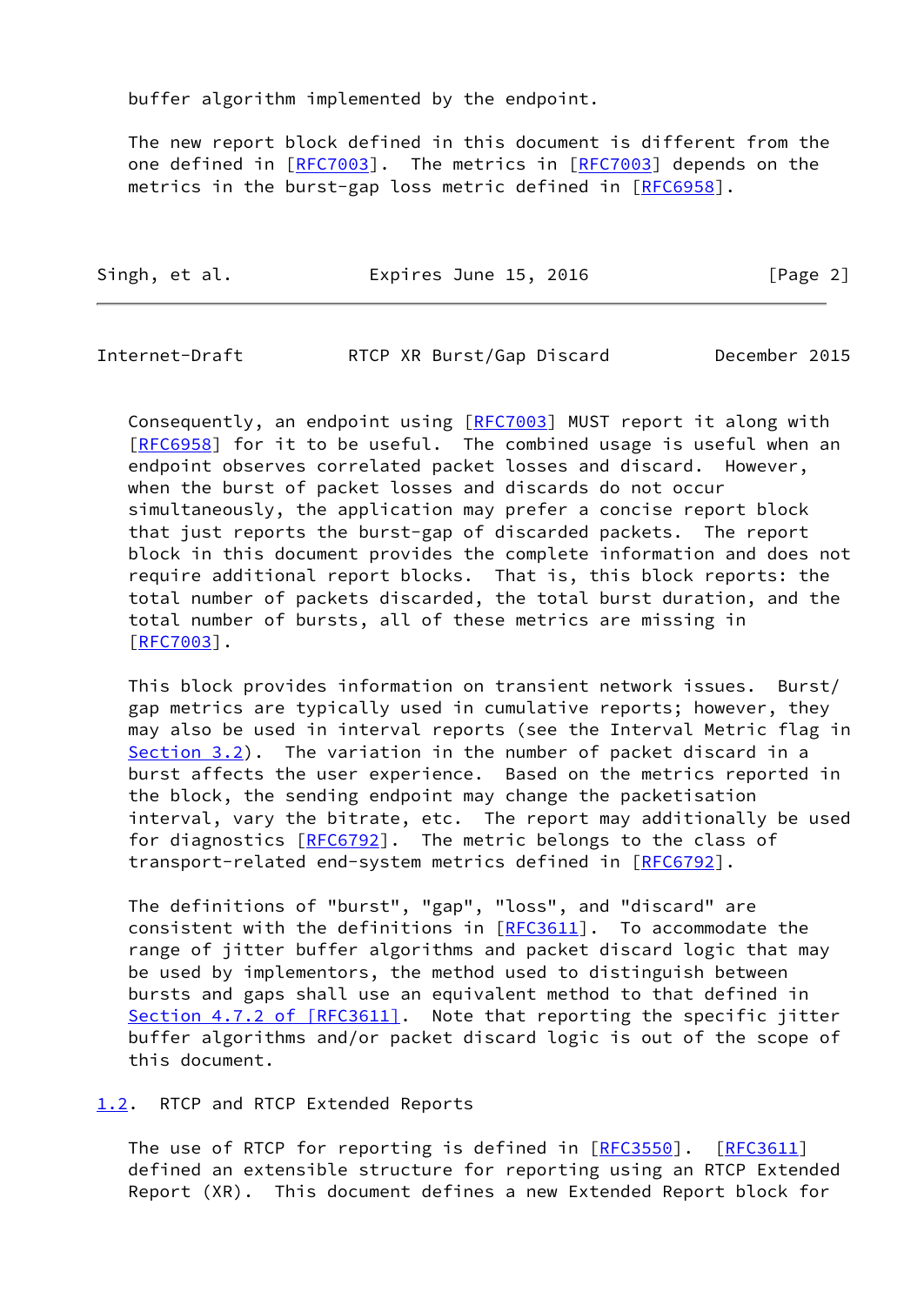buffer algorithm implemented by the endpoint.

The new report block defined in this document is different from the one defined in [RFC7003]. The metrics in [RFC7003] depends on the metrics in the burst-gap loss metric defined in [RFC6958].

Consequently, an endpoint using [RFC7003] MUST report it along with [RFC6958] for it to be useful. The combined usage is useful when an endpoint observes correlated packet losses and discard. However, when the burst of packet losses and discards do not occur simultaneously, the application may prefer a concise report block that just reports the burst-gap of discarded packets. The report block in this document provides the complete information and does not require additional report blocks. That is, this block reports: the total number of packets discarded, the total burst duration, and the total number of bursts, all of these metrics are missing in [RFC7003].

This block provides information on transient network issues. Burst/gap metrics are typically used in cumulative reports; however, they may also be used in interval reports (see the Interval Metric flag in Section 3.2). The variation in the number of packet discard in a burst affects the user experience. Based on the metrics reported in the block, the sending endpoint may change the packetisation interval, vary the bitrate, etc. The report may additionally be used for diagnostics [RFC6792]. The metric belongs to the class of transport-related end-system metrics defined in [RFC6792].

The definitions of "burst", "gap", "loss", and "discard" are consistent with the definitions in [RFC3611]. To accommodate the range of jitter buffer algorithms and packet discard logic that may be used by implementors, the method used to distinguish between bursts and gaps shall use an equivalent method to that defined in Section 4.7.2 of [RFC3611]. Note that reporting the specific jitter buffer algorithms and/or packet discard logic is out of the scope of this document.

## 1.2. RTCP and RTCP Extended Reports

The use of RTCP for reporting is defined in [RFC3550]. [RFC3611] defined an extensible structure for reporting using an RTCP Extended Report (XR). This document defines a new Extended Report block for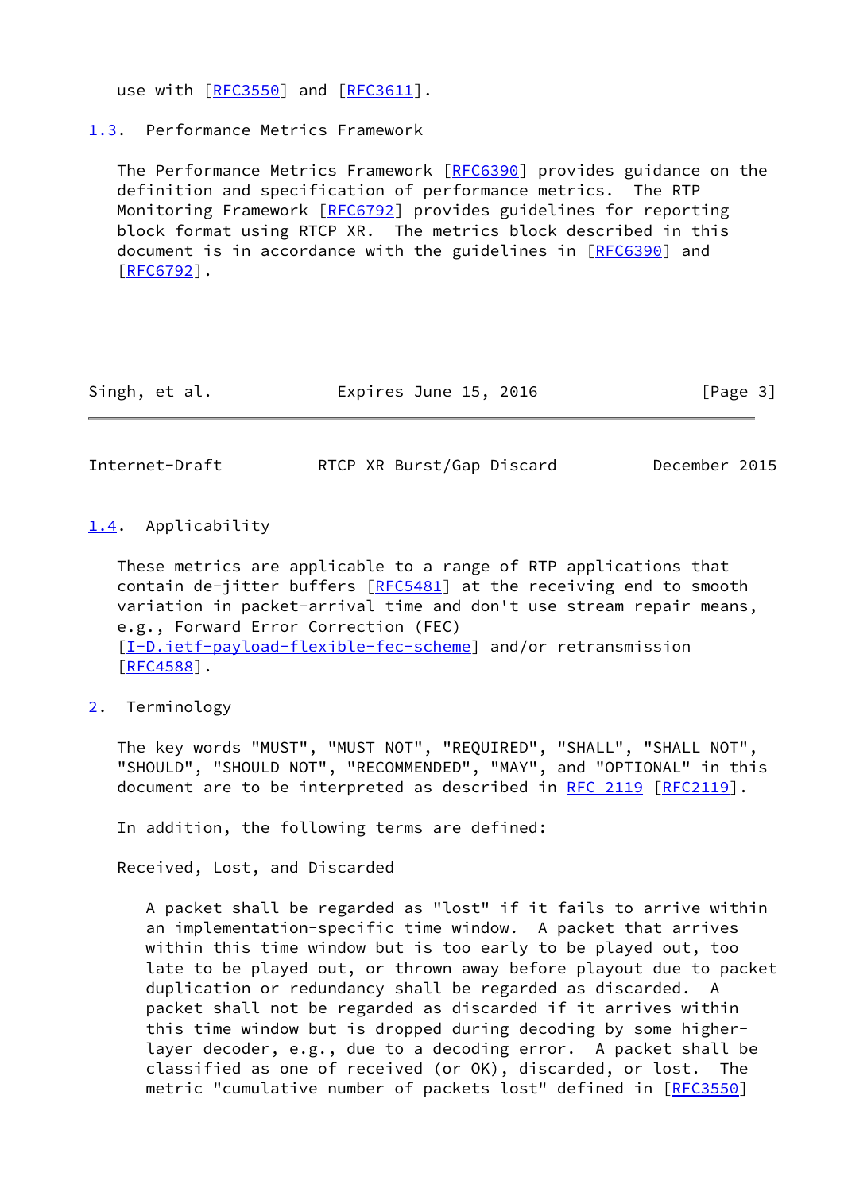use with [RFC3550] and [RFC3611].

## 1.3. Performance Metrics Framework

The Performance Metrics Framework [RFC6390] provides guidance on the definition and specification of performance metrics. The RTP Monitoring Framework [RFC6792] provides guidelines for reporting block format using RTCP XR. The metrics block described in this document is in accordance with the guidelines in [RFC6390] and [RFC6792].

## 1.4. Applicability

These metrics are applicable to a range of RTP applications that contain de-jitter buffers [RFC5481] at the receiving end to smooth variation in packet-arrival time and don't use stream repair means, e.g., Forward Error Correction (FEC) [I-D.ietf-payload-flexible-fec-scheme] and/or retransmission [RFC4588].

# 2. Terminology

The key words "MUST", "MUST NOT", "REQUIRED", "SHALL", "SHALL NOT", "SHOULD", "SHOULD NOT", "RECOMMENDED", "MAY", and "OPTIONAL" in this document are to be interpreted as described in RFC 2119 [RFC2119].

In addition, the following terms are defined:

Received, Lost, and Discarded

A packet shall be regarded as "lost" if it fails to arrive within an implementation-specific time window. A packet that arrives within this time window but is too early to be played out, too late to be played out, or thrown away before playout due to packet duplication or redundancy shall be regarded as discarded. A packet shall not be regarded as discarded if it arrives within this time window but is dropped during decoding by some higher-layer decoder, e.g., due to a decoding error. A packet shall be classified as one of received (or OK), discarded, or lost. The metric "cumulative number of packets lost" defined in [RFC3550]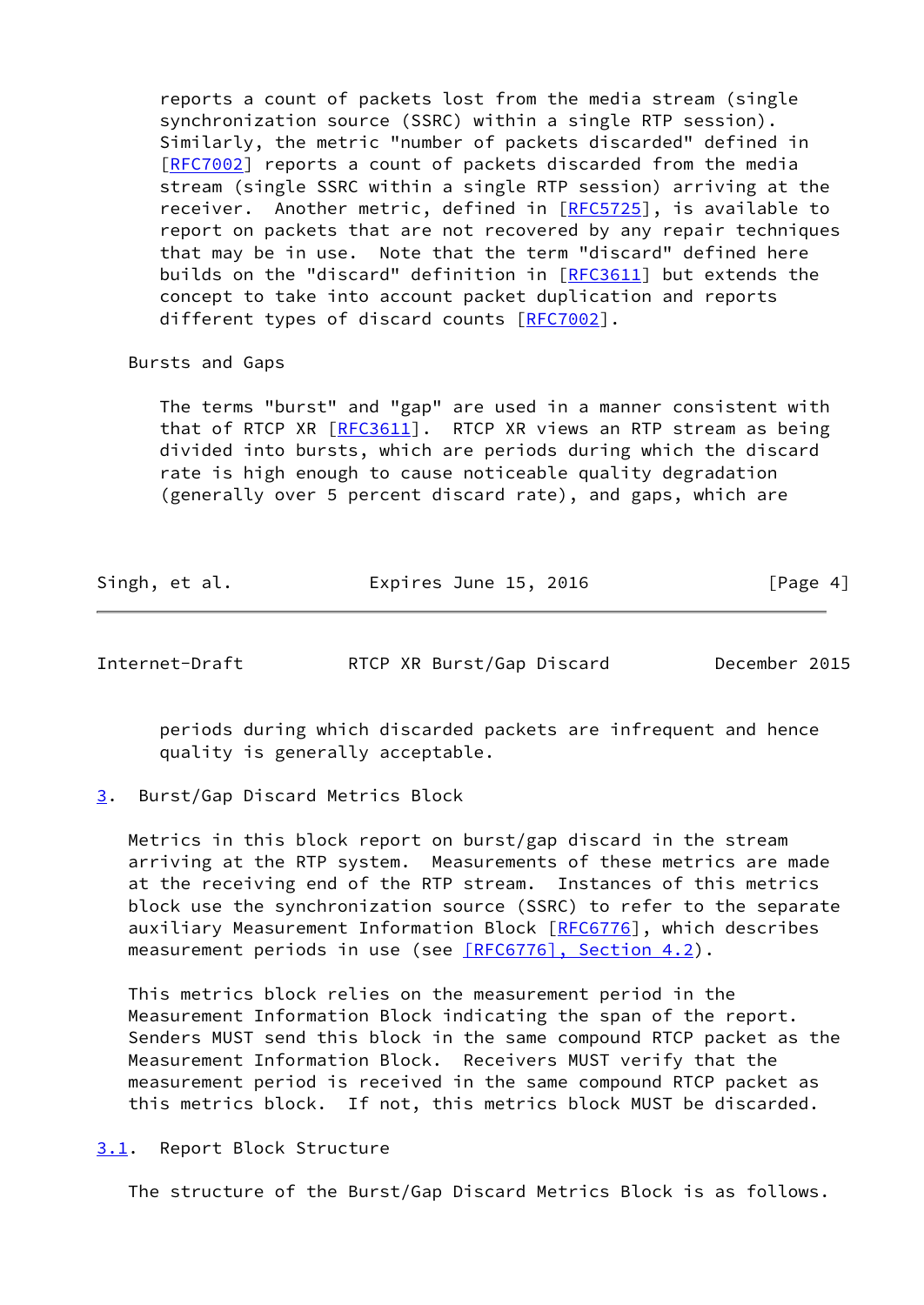reports a count of packets lost from the media stream (single synchronization source (SSRC) within a single RTP session). Similarly, the metric "number of packets discarded" defined in [RFC7002] reports a count of packets discarded from the media stream (single SSRC within a single RTP session) arriving at the receiver. Another metric, defined in [RFC5725], is available to report on packets that are not recovered by any repair techniques that may be in use. Note that the term "discard" defined here builds on the "discard" definition in [RFC3611] but extends the concept to take into account packet duplication and reports different types of discard counts [RFC7002].

Bursts and Gaps

The terms "burst" and "gap" are used in a manner consistent with that of RTCP XR [RFC3611]. RTCP XR views an RTP stream as being divided into bursts, which are periods during which the discard rate is high enough to cause noticeable quality degradation (generally over 5 percent discard rate), and gaps, which are periods during which discarded packets are infrequent and hence quality is generally acceptable.

## 3. Burst/Gap Discard Metrics Block

Metrics in this block report on burst/gap discard in the stream arriving at the RTP system. Measurements of these metrics are made at the receiving end of the RTP stream. Instances of this metrics block use the synchronization source (SSRC) to refer to the separate auxiliary Measurement Information Block [RFC6776], which describes measurement periods in use (see [RFC6776], Section 4.2).

This metrics block relies on the measurement period in the Measurement Information Block indicating the span of the report. Senders MUST send this block in the same compound RTCP packet as the Measurement Information Block. Receivers MUST verify that the measurement period is received in the same compound RTCP packet as this metrics block. If not, this metrics block MUST be discarded.

### 3.1. Report Block Structure

The structure of the Burst/Gap Discard Metrics Block is as follows.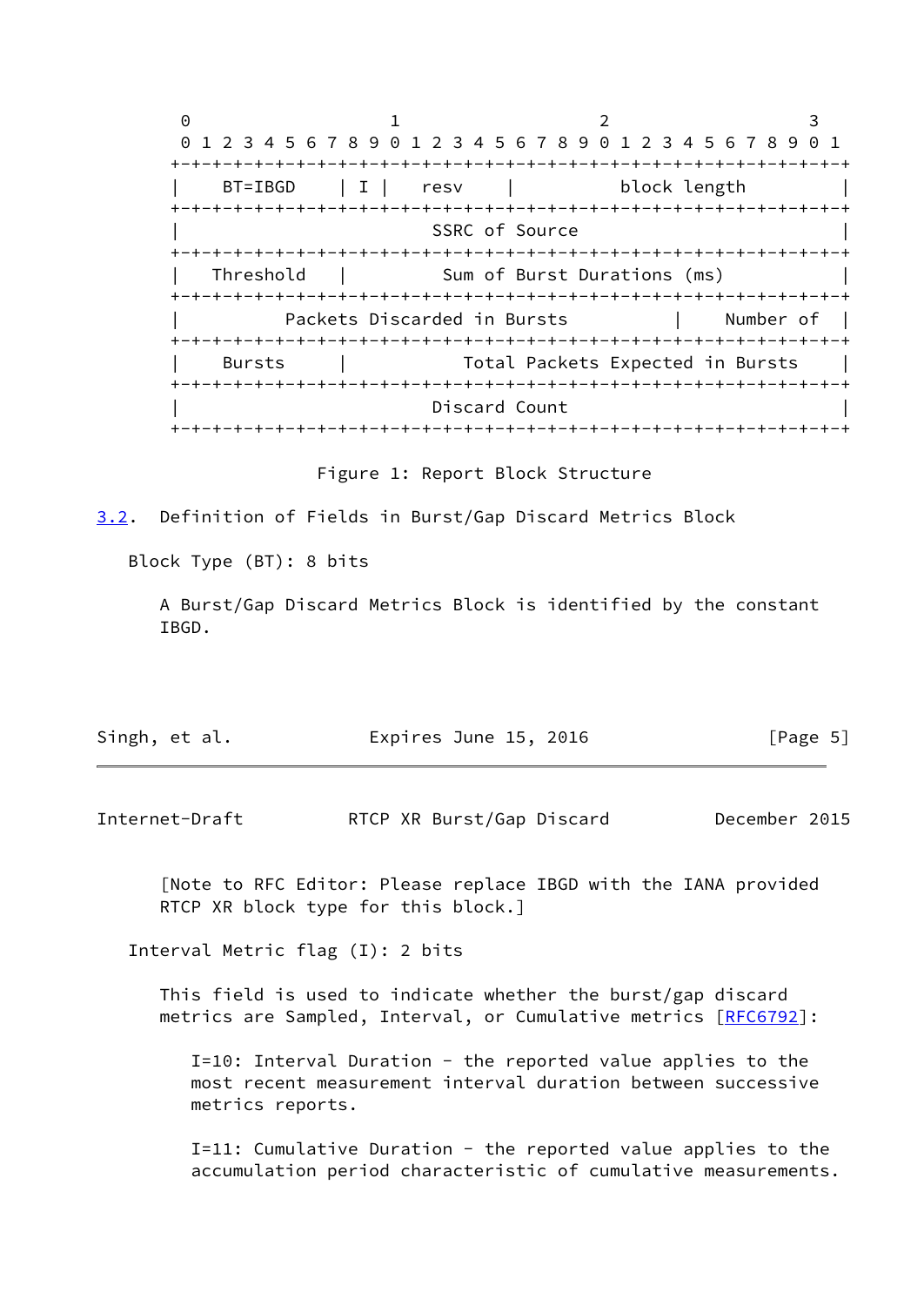```
 0                   1                   2                   3
 0 1 2 3 4 5 6 7 8 9 0 1 2 3 4 5 6 7 8 9 0 1 2 3 4 5 6 7 8 9 0 1
+-+-+-+-+-+-+-+-+-+-+-+-+-+-+-+-+-+-+-+-+-+-+-+-+-+-+-+-+-+-+-+-+
|    BT=IBGD    | I |    resv   |         block length          |
+-+-+-+-+-+-+-+-+-+-+-+-+-+-+-+-+-+-+-+-+-+-+-+-+-+-+-+-+-+-+-+-+
|                        SSRC of Source                         |
+-+-+-+-+-+-+-+-+-+-+-+-+-+-+-+-+-+-+-+-+-+-+-+-+-+-+-+-+-+-+-+-+
|   Threshold   |         Sum of Burst Durations (ms)           |
+-+-+-+-+-+-+-+-+-+-+-+-+-+-+-+-+-+-+-+-+-+-+-+-+-+-+-+-+-+-+-+-+
|          Packets Discarded in Bursts          |   Number of   |
+-+-+-+-+-+-+-+-+-+-+-+-+-+-+-+-+-+-+-+-+-+-+-+-+-+-+-+-+-+-+-+-+
|    Bursts     |         Total Packets Expected in Bursts      |
+-+-+-+-+-+-+-+-+-+-+-+-+-+-+-+-+-+-+-+-+-+-+-+-+-+-+-+-+-+-+-+-+
|                         Discard Count                         |
+-+-+-+-+-+-+-+-+-+-+-+-+-+-+-+-+-+-+-+-+-+-+-+-+-+-+-+-+-+-+-+-+
```

Figure 1: Report Block Structure

## 3.2. Definition of Fields in Burst/Gap Discard Metrics Block

Block Type (BT): 8 bits

A Burst/Gap Discard Metrics Block is identified by the constant IBGD.

[Note to RFC Editor: Please replace IBGD with the IANA provided RTCP XR block type for this block.]

Interval Metric flag (I): 2 bits

This field is used to indicate whether the burst/gap discard metrics are Sampled, Interval, or Cumulative metrics [RFC6792]:

I=10: Interval Duration - the reported value applies to the most recent measurement interval duration between successive metrics reports.

I=11: Cumulative Duration - the reported value applies to the accumulation period characteristic of cumulative measurements.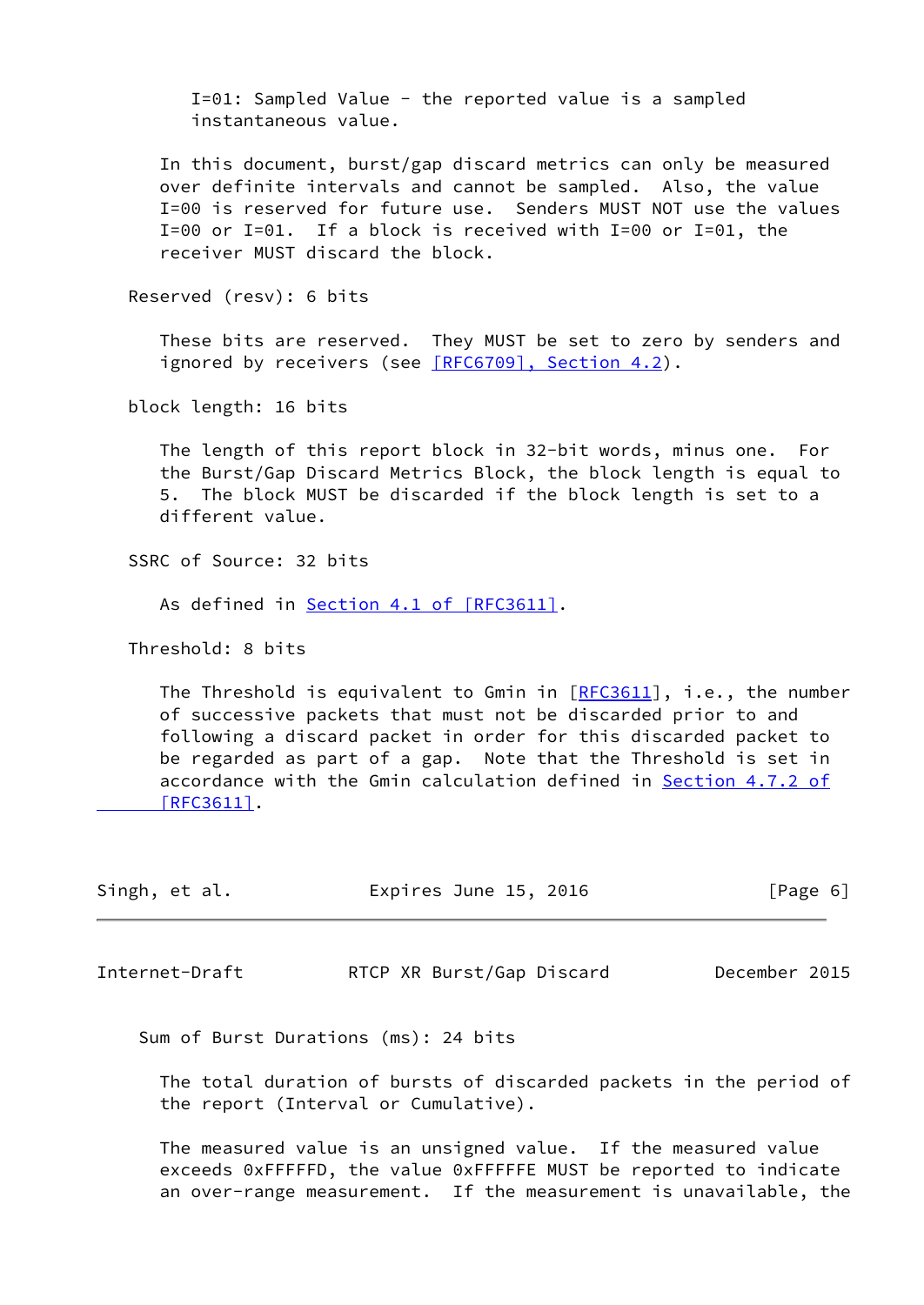I=01: Sampled Value - the reported value is a sampled instantaneous value.

In this document, burst/gap discard metrics can only be measured over definite intervals and cannot be sampled. Also, the value I=00 is reserved for future use. Senders MUST NOT use the values I=00 or I=01. If a block is received with I=00 or I=01, the receiver MUST discard the block.

Reserved (resv): 6 bits

These bits are reserved. They MUST be set to zero by senders and ignored by receivers (see [RFC6709], Section 4.2).

block length: 16 bits

The length of this report block in 32-bit words, minus one. For the Burst/Gap Discard Metrics Block, the block length is equal to 5. The block MUST be discarded if the block length is set to a different value.

SSRC of Source: 32 bits

As defined in Section 4.1 of [RFC3611].

Threshold: 8 bits

The Threshold is equivalent to Gmin in [RFC3611], i.e., the number of successive packets that must not be discarded prior to and following a discard packet in order for this discarded packet to be regarded as part of a gap. Note that the Threshold is set in accordance with the Gmin calculation defined in Section 4.7.2 of [RFC3611].

Sum of Burst Durations (ms): 24 bits

The total duration of bursts of discarded packets in the period of the report (Interval or Cumulative).

The measured value is an unsigned value. If the measured value exceeds 0xFFFFFD, the value 0xFFFFFE MUST be reported to indicate an over-range measurement. If the measurement is unavailable, the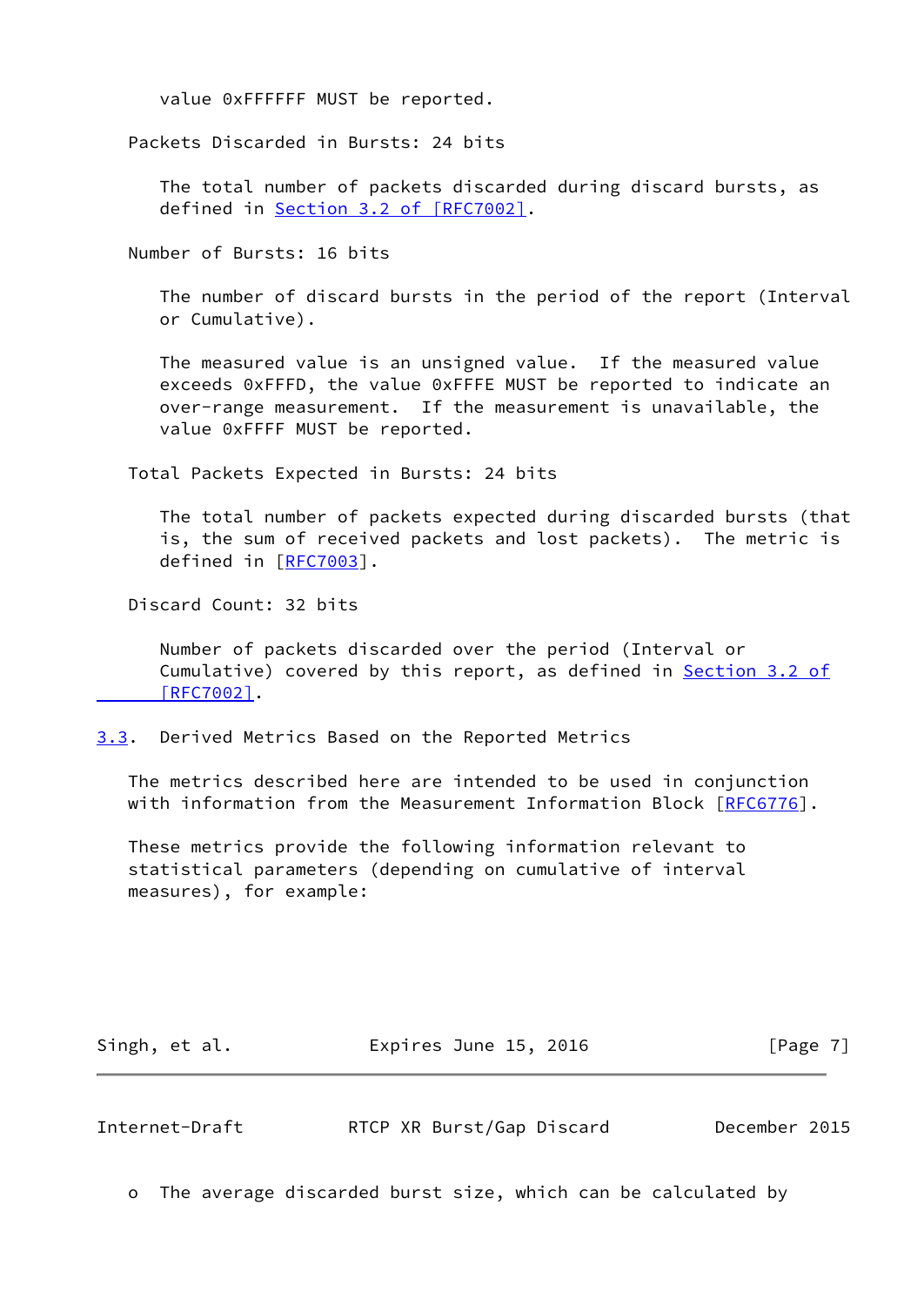value 0xFFFFFF MUST be reported.

Packets Discarded in Bursts: 24 bits

The total number of packets discarded during discard bursts, as defined in Section 3.2 of [RFC7002].

Number of Bursts: 16 bits

The number of discard bursts in the period of the report (Interval or Cumulative).

The measured value is an unsigned value. If the measured value exceeds 0xFFFD, the value 0xFFFE MUST be reported to indicate an over-range measurement. If the measurement is unavailable, the value 0xFFFF MUST be reported.

Total Packets Expected in Bursts: 24 bits

The total number of packets expected during discarded bursts (that is, the sum of received packets and lost packets). The metric is defined in [RFC7003].

Discard Count: 32 bits

Number of packets discarded over the period (Interval or Cumulative) covered by this report, as defined in Section 3.2 of [RFC7002].

## 3.3. Derived Metrics Based on the Reported Metrics

The metrics described here are intended to be used in conjunction with information from the Measurement Information Block [RFC6776].

These metrics provide the following information relevant to statistical parameters (depending on cumulative of interval measures), for example:

- The average discarded burst size, which can be calculated by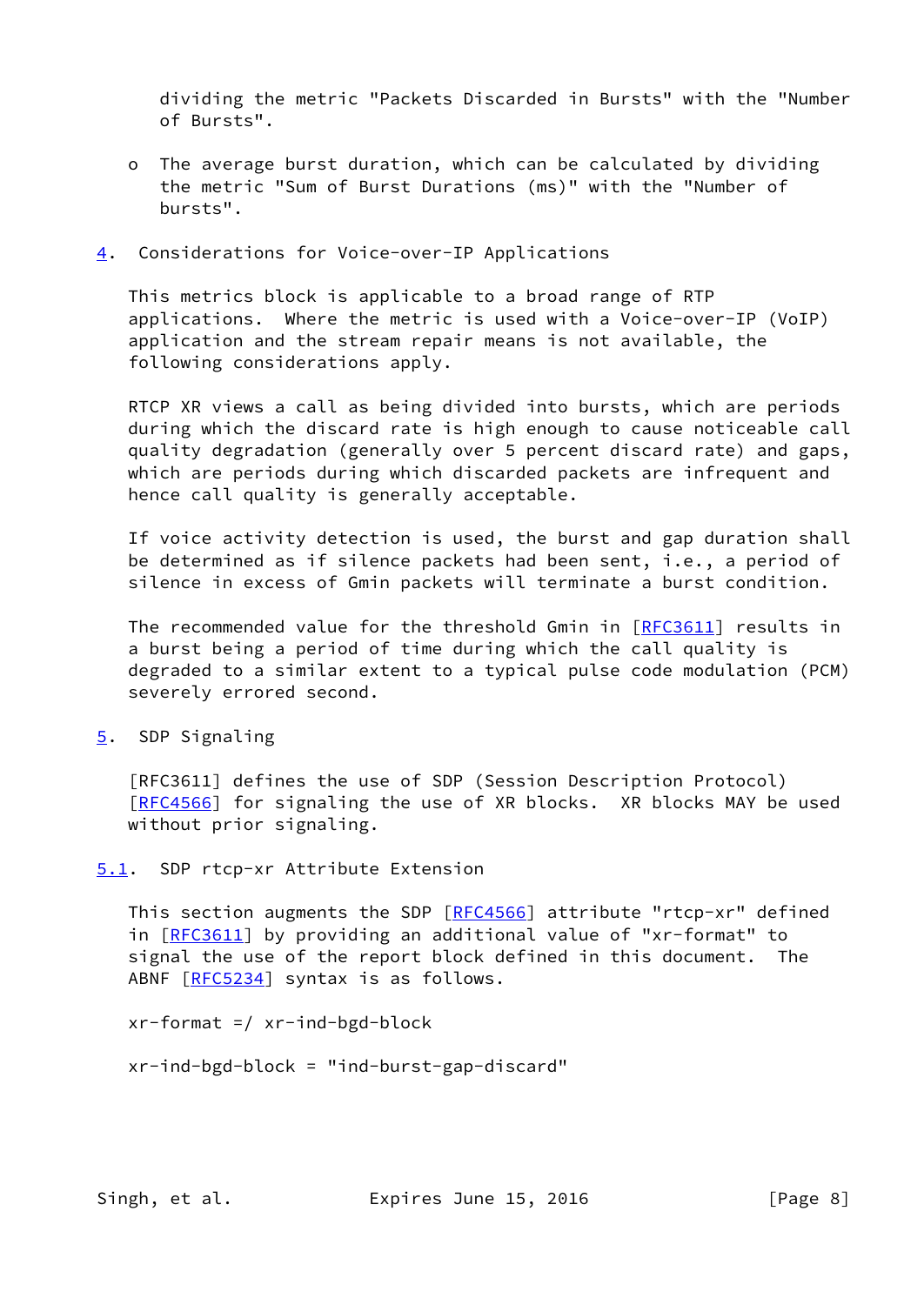dividing the metric "Packets Discarded in Bursts" with the "Number of Bursts".

- The average burst duration, which can be calculated by dividing the metric "Sum of Burst Durations (ms)" with the "Number of bursts".

## 4. Considerations for Voice-over-IP Applications

This metrics block is applicable to a broad range of RTP applications. Where the metric is used with a Voice-over-IP (VoIP) application and the stream repair means is not available, the following considerations apply.

RTCP XR views a call as being divided into bursts, which are periods during which the discard rate is high enough to cause noticeable call quality degradation (generally over 5 percent discard rate) and gaps, which are periods during which discarded packets are infrequent and hence call quality is generally acceptable.

If voice activity detection is used, the burst and gap duration shall be determined as if silence packets had been sent, i.e., a period of silence in excess of Gmin packets will terminate a burst condition.

The recommended value for the threshold Gmin in [RFC3611] results in a burst being a period of time during which the call quality is degraded to a similar extent to a typical pulse code modulation (PCM) severely errored second.

## 5. SDP Signaling

[RFC3611] defines the use of SDP (Session Description Protocol) [RFC4566] for signaling the use of XR blocks. XR blocks MAY be used without prior signaling.

### 5.1. SDP rtcp-xr Attribute Extension

This section augments the SDP [RFC4566] attribute "rtcp-xr" defined in [RFC3611] by providing an additional value of "xr-format" to signal the use of the report block defined in this document. The ABNF [RFC5234] syntax is as follows.

```
xr-format =/ xr-ind-bgd-block

xr-ind-bgd-block = "ind-burst-gap-discard"
```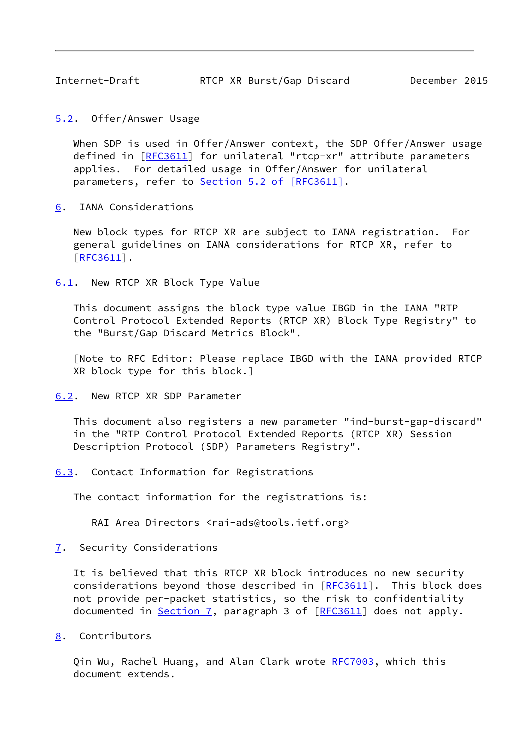## 5.2. Offer/Answer Usage

When SDP is used in Offer/Answer context, the SDP Offer/Answer usage defined in [RFC3611] for unilateral "rtcp-xr" attribute parameters applies. For detailed usage in Offer/Answer for unilateral parameters, refer to Section 5.2 of [RFC3611].

# 6. IANA Considerations

New block types for RTCP XR are subject to IANA registration. For general guidelines on IANA considerations for RTCP XR, refer to [RFC3611].

## 6.1. New RTCP XR Block Type Value

This document assigns the block type value IBGD in the IANA "RTP Control Protocol Extended Reports (RTCP XR) Block Type Registry" to the "Burst/Gap Discard Metrics Block".

[Note to RFC Editor: Please replace IBGD with the IANA provided RTCP XR block type for this block.]

## 6.2. New RTCP XR SDP Parameter

This document also registers a new parameter "ind-burst-gap-discard" in the "RTP Control Protocol Extended Reports (RTCP XR) Session Description Protocol (SDP) Parameters Registry".

## 6.3. Contact Information for Registrations

The contact information for the registrations is:

RAI Area Directors <rai-ads@tools.ietf.org>

# 7. Security Considerations

It is believed that this RTCP XR block introduces no new security considerations beyond those described in [RFC3611]. This block does not provide per-packet statistics, so the risk to confidentiality documented in Section 7, paragraph 3 of [RFC3611] does not apply.

# 8. Contributors

Qin Wu, Rachel Huang, and Alan Clark wrote RFC7003, which this document extends.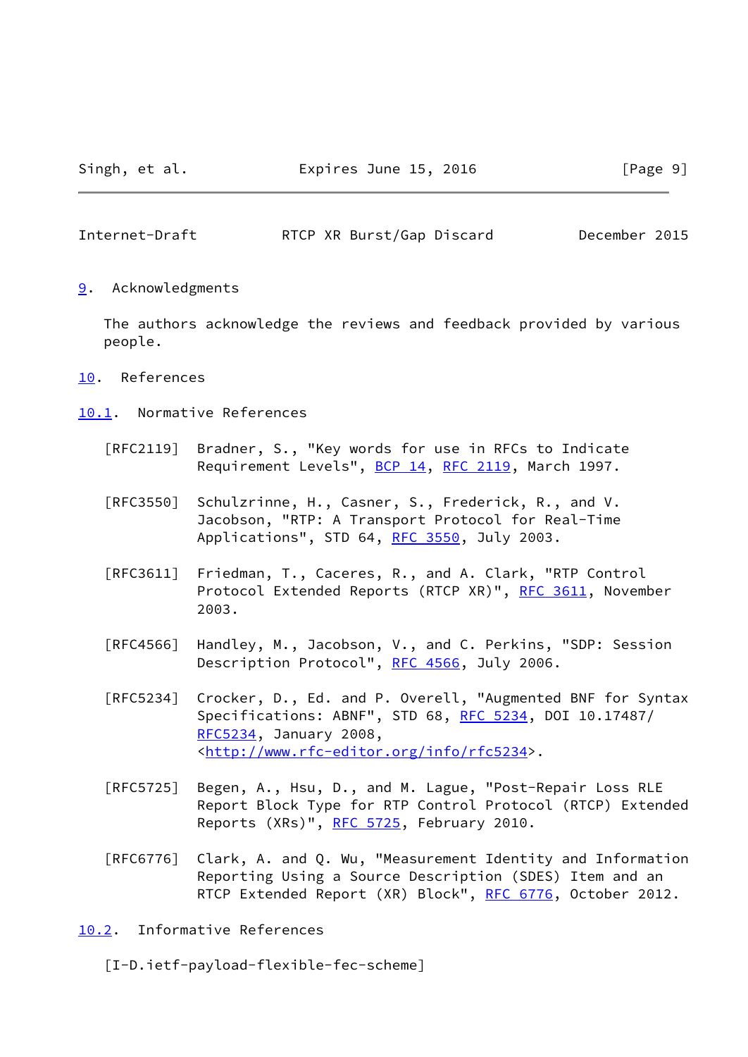## 9. Acknowledgments

The authors acknowledge the reviews and feedback provided by various people.

## 10. References

### 10.1. Normative References

[RFC2119] Bradner, S., "Key words for use in RFCs to Indicate Requirement Levels", BCP 14, RFC 2119, March 1997.

[RFC3550] Schulzrinne, H., Casner, S., Frederick, R., and V. Jacobson, "RTP: A Transport Protocol for Real-Time Applications", STD 64, RFC 3550, July 2003.

[RFC3611] Friedman, T., Caceres, R., and A. Clark, "RTP Control Protocol Extended Reports (RTCP XR)", RFC 3611, November 2003.

[RFC4566] Handley, M., Jacobson, V., and C. Perkins, "SDP: Session Description Protocol", RFC 4566, July 2006.

[RFC5234] Crocker, D., Ed. and P. Overell, "Augmented BNF for Syntax Specifications: ABNF", STD 68, RFC 5234, DOI 10.17487/RFC5234, January 2008, <http://www.rfc-editor.org/info/rfc5234>.

[RFC5725] Begen, A., Hsu, D., and M. Lague, "Post-Repair Loss RLE Report Block Type for RTP Control Protocol (RTCP) Extended Reports (XRs)", RFC 5725, February 2010.

[RFC6776] Clark, A. and Q. Wu, "Measurement Identity and Information Reporting Using a Source Description (SDES) Item and an RTCP Extended Report (XR) Block", RFC 6776, October 2012.

### 10.2. Informative References

[I-D.ietf-payload-flexible-fec-scheme]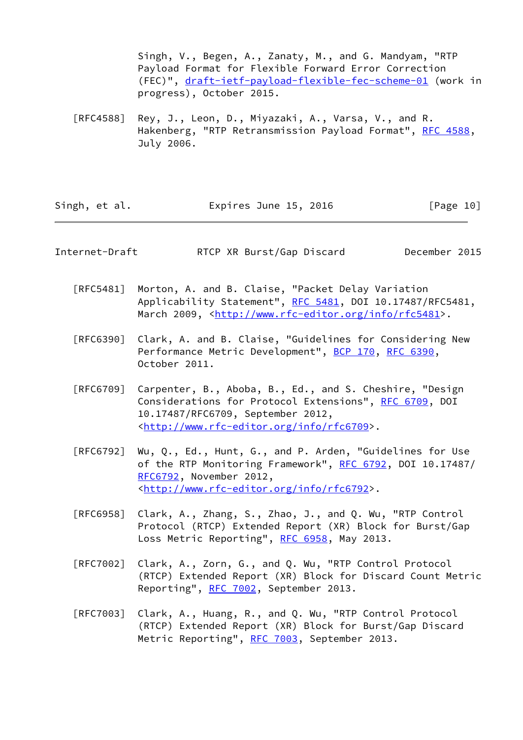Singh, V., Begen, A., Zanaty, M., and G. Mandyam, "RTP Payload Format for Flexible Forward Error Correction (FEC)", draft-ietf-payload-flexible-fec-scheme-01 (work in progress), October 2015.

[RFC4588] Rey, J., Leon, D., Miyazaki, A., Varsa, V., and R. Hakenberg, "RTP Retransmission Payload Format", RFC 4588, July 2006.

[RFC5481] Morton, A. and B. Claise, "Packet Delay Variation Applicability Statement", RFC 5481, DOI 10.17487/RFC5481, March 2009, <http://www.rfc-editor.org/info/rfc5481>.

[RFC6390] Clark, A. and B. Claise, "Guidelines for Considering New Performance Metric Development", BCP 170, RFC 6390, October 2011.

[RFC6709] Carpenter, B., Aboba, B., Ed., and S. Cheshire, "Design Considerations for Protocol Extensions", RFC 6709, DOI 10.17487/RFC6709, September 2012, <http://www.rfc-editor.org/info/rfc6709>.

[RFC6792] Wu, Q., Ed., Hunt, G., and P. Arden, "Guidelines for Use of the RTP Monitoring Framework", RFC 6792, DOI 10.17487/RFC6792, November 2012, <http://www.rfc-editor.org/info/rfc6792>.

[RFC6958] Clark, A., Zhang, S., Zhao, J., and Q. Wu, "RTP Control Protocol (RTCP) Extended Report (XR) Block for Burst/Gap Loss Metric Reporting", RFC 6958, May 2013.

[RFC7002] Clark, A., Zorn, G., and Q. Wu, "RTP Control Protocol (RTCP) Extended Report (XR) Block for Discard Count Metric Reporting", RFC 7002, September 2013.

[RFC7003] Clark, A., Huang, R., and Q. Wu, "RTP Control Protocol (RTCP) Extended Report (XR) Block for Burst/Gap Discard Metric Reporting", RFC 7003, September 2013.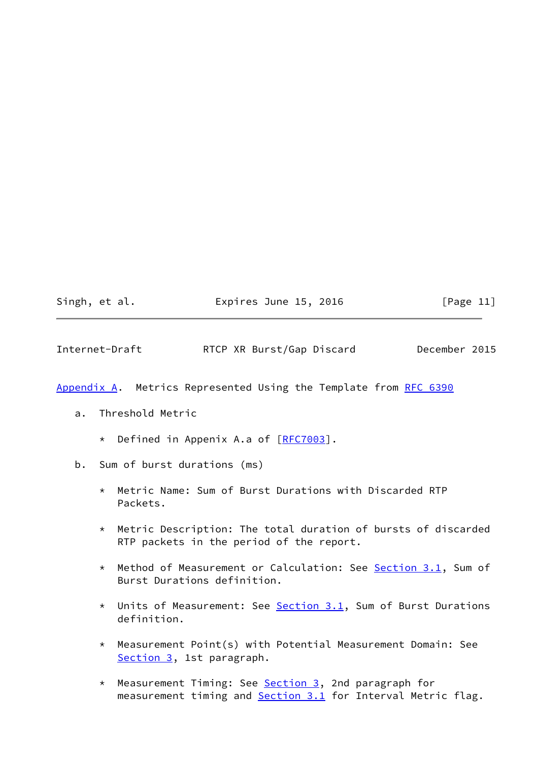## Appendix A. Metrics Represented Using the Template from RFC 6390

a. Threshold Metric

* Defined in Appenix A.a of [RFC7003].

b. Sum of burst durations (ms)

* Metric Name: Sum of Burst Durations with Discarded RTP Packets.

* Metric Description: The total duration of bursts of discarded RTP packets in the period of the report.

* Method of Measurement or Calculation: See Section 3.1, Sum of Burst Durations definition.

* Units of Measurement: See Section 3.1, Sum of Burst Durations definition.

* Measurement Point(s) with Potential Measurement Domain: See Section 3, 1st paragraph.

* Measurement Timing: See Section 3, 2nd paragraph for measurement timing and Section 3.1 for Interval Metric flag.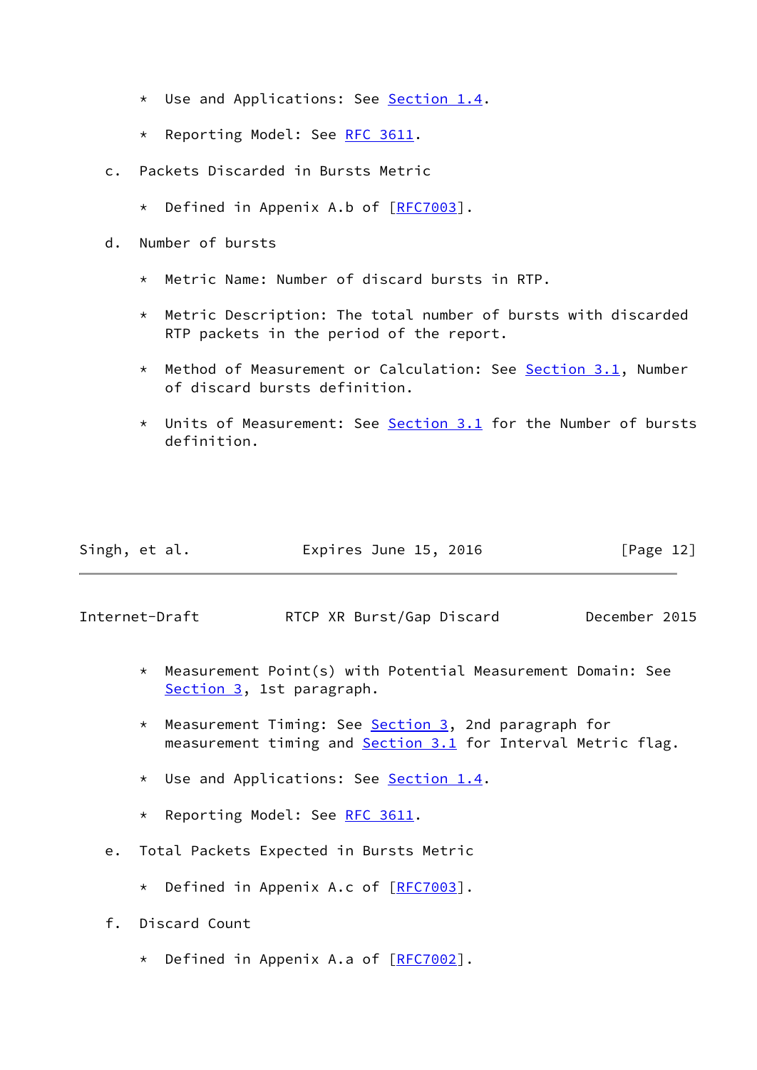* Use and Applications: See Section 1.4.

* Reporting Model: See RFC 3611.

c. Packets Discarded in Bursts Metric

   * Defined in Appenix A.b of [RFC7003].

d. Number of bursts

   * Metric Name: Number of discard bursts in RTP.

   * Metric Description: The total number of bursts with discarded RTP packets in the period of the report.

   * Method of Measurement or Calculation: See Section 3.1, Number of discard bursts definition.

   * Units of Measurement: See Section 3.1 for the Number of bursts definition.

   * Measurement Point(s) with Potential Measurement Domain: See Section 3, 1st paragraph.

   * Measurement Timing: See Section 3, 2nd paragraph for measurement timing and Section 3.1 for Interval Metric flag.

   * Use and Applications: See Section 1.4.

   * Reporting Model: See RFC 3611.

e. Total Packets Expected in Bursts Metric

   * Defined in Appenix A.c of [RFC7003].

f. Discard Count

   * Defined in Appenix A.a of [RFC7002].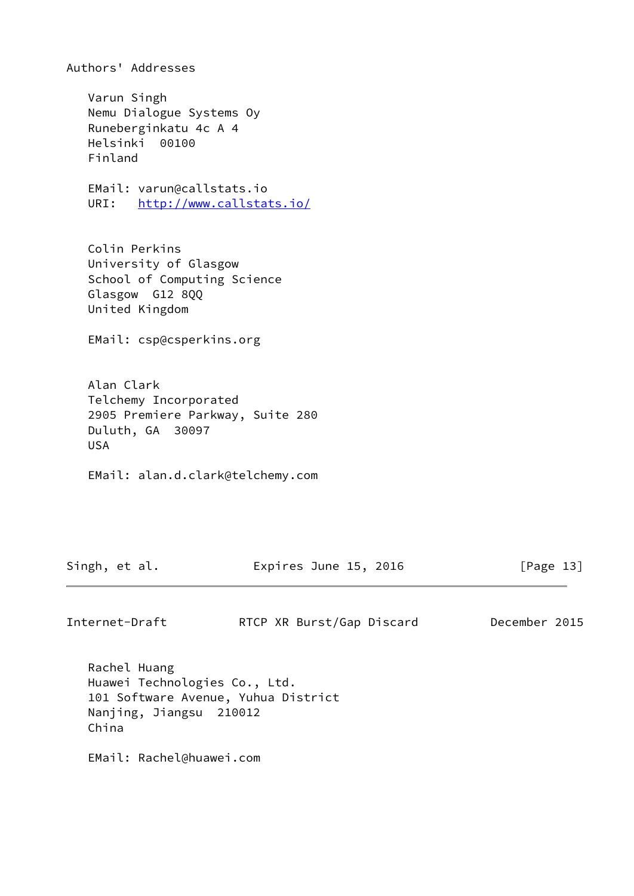# Authors' Addresses

Varun Singh
Nemu Dialogue Systems Oy
Runeberginkatu 4c A 4
Helsinki 00100
Finland

EMail: varun@callstats.io
URI: http://www.callstats.io/

Colin Perkins
University of Glasgow
School of Computing Science
Glasgow G12 8QQ
United Kingdom

EMail: csp@csperkins.org

Alan Clark
Telchemy Incorporated
2905 Premiere Parkway, Suite 280
Duluth, GA 30097
USA

EMail: alan.d.clark@telchemy.com

Rachel Huang
Huawei Technologies Co., Ltd.
101 Software Avenue, Yuhua District
Nanjing, Jiangsu 210012
China

EMail: Rachel@huawei.com